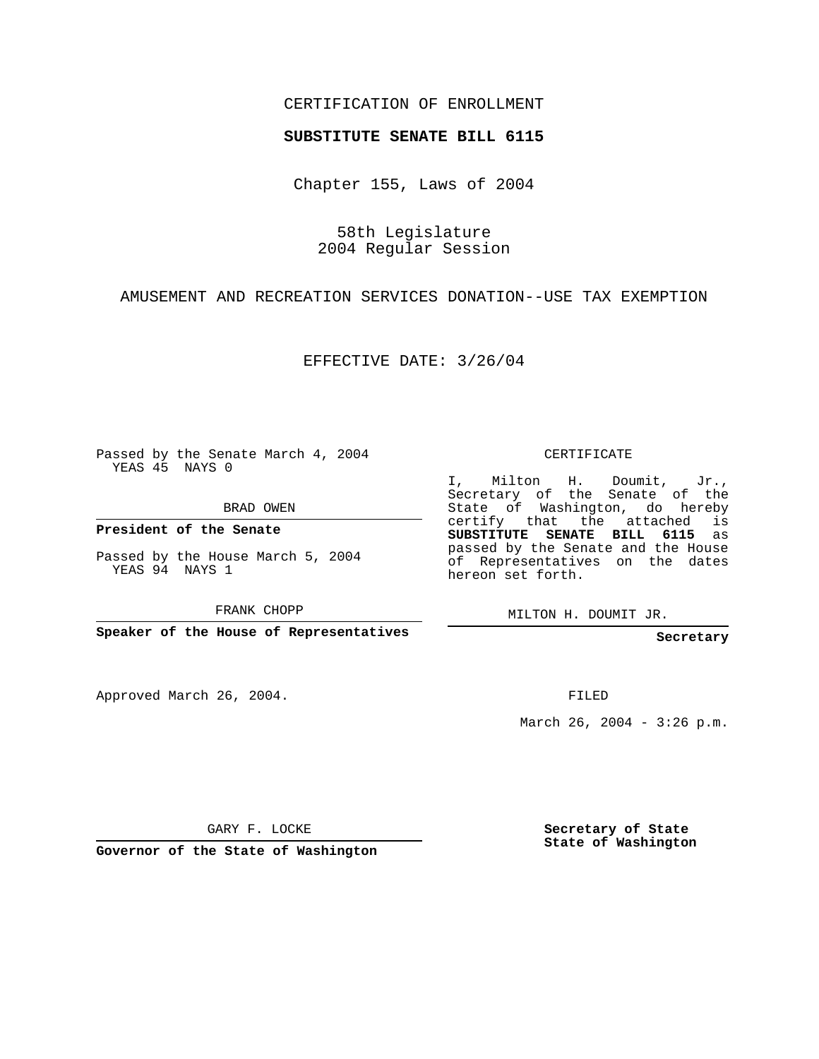CERTIFICATION OF ENROLLMENT

**SUBSTITUTE SENATE BILL 6115**

Chapter 155, Laws of 2004

58th Legislature
2004 Regular Session

AMUSEMENT AND RECREATION SERVICES DONATION--USE TAX EXEMPTION

EFFECTIVE DATE: 3/26/04

Passed by the Senate March 4, 2004
YEAS 45 NAYS 0

BRAD OWEN

**President of the Senate**

Passed by the House March 5, 2004
YEAS 94 NAYS 1

FRANK CHOPP

**Speaker of the House of Representatives**

CERTIFICATE

I, Milton H. Doumit, Jr., Secretary of the Senate of the State of Washington, do hereby certify that the attached is **SUBSTITUTE SENATE BILL 6115** as passed by the Senate and the House of Representatives on the dates hereon set forth.

MILTON H. DOUMIT JR.

**Secretary**

Approved March 26, 2004.

FILED

March 26, 2004 - 3:26 p.m.

GARY F. LOCKE

**Governor of the State of Washington**

**Secretary of State**
**State of Washington**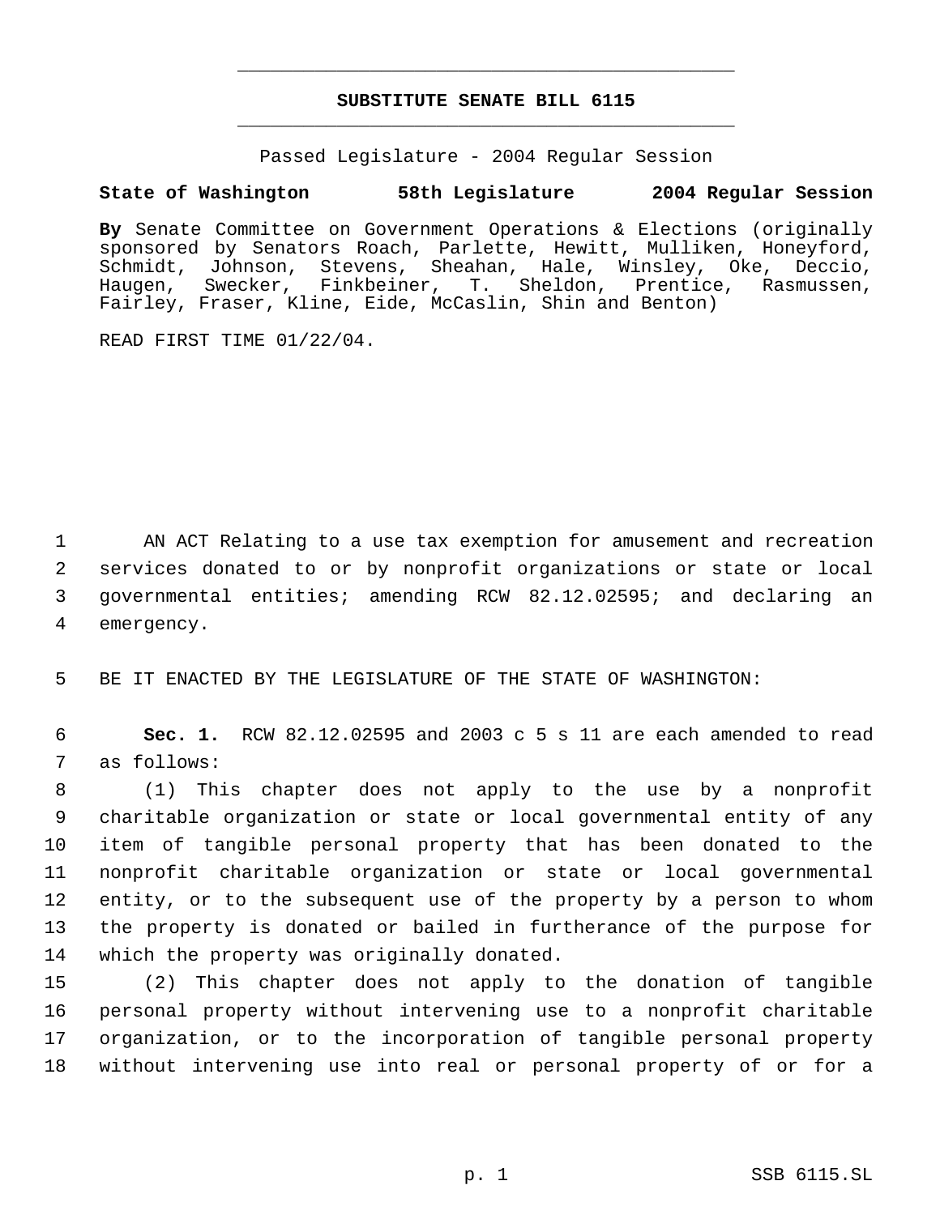# SUBSTITUTE SENATE BILL 6115

Passed Legislature - 2004 Regular Session

**State of Washington 58th Legislature 2004 Regular Session**

**By** Senate Committee on Government Operations & Elections (originally sponsored by Senators Roach, Parlette, Hewitt, Mulliken, Honeyford, Schmidt, Johnson, Stevens, Sheahan, Hale, Winsley, Oke, Deccio, Haugen, Swecker, Finkbeiner, T. Sheldon, Prentice, Rasmussen, Fairley, Fraser, Kline, Eide, McCaslin, Shin and Benton)

READ FIRST TIME 01/22/04.

AN ACT Relating to a use tax exemption for amusement and recreation services donated to or by nonprofit organizations or state or local governmental entities; amending RCW 82.12.02595; and declaring an emergency.

BE IT ENACTED BY THE LEGISLATURE OF THE STATE OF WASHINGTON:

**Sec. 1.** RCW 82.12.02595 and 2003 c 5 s 11 are each amended to read as follows:

(1) This chapter does not apply to the use by a nonprofit charitable organization or state or local governmental entity of any item of tangible personal property that has been donated to the nonprofit charitable organization or state or local governmental entity, or to the subsequent use of the property by a person to whom the property is donated or bailed in furtherance of the purpose for which the property was originally donated.

(2) This chapter does not apply to the donation of tangible personal property without intervening use to a nonprofit charitable organization, or to the incorporation of tangible personal property without intervening use into real or personal property of or for a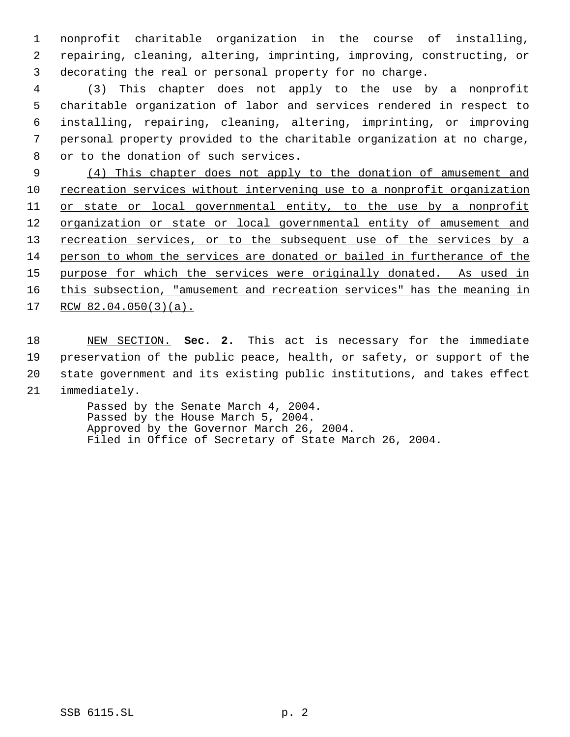nonprofit charitable organization in the course of installing, repairing, cleaning, altering, imprinting, improving, constructing, or decorating the real or personal property for no charge.

(3) This chapter does not apply to the use by a nonprofit charitable organization of labor and services rendered in respect to installing, repairing, cleaning, altering, imprinting, or improving personal property provided to the charitable organization at no charge, or to the donation of such services.

<u>(4) This chapter does not apply to the donation of amusement and recreation services without intervening use to a nonprofit organization or state or local governmental entity, to the use by a nonprofit organization or state or local governmental entity of amusement and recreation services, or to the subsequent use of the services by a person to whom the services are donated or bailed in furtherance of the purpose for which the services were originally donated. As used in this subsection, "amusement and recreation services" has the meaning in RCW 82.04.050(3)(a).</u>

<u>NEW SECTION.</u> **Sec. 2.** This act is necessary for the immediate preservation of the public peace, health, or safety, or support of the state government and its existing public institutions, and takes effect immediately.

Passed by the Senate March 4, 2004.
Passed by the House March 5, 2004.
Approved by the Governor March 26, 2004.
Filed in Office of Secretary of State March 26, 2004.